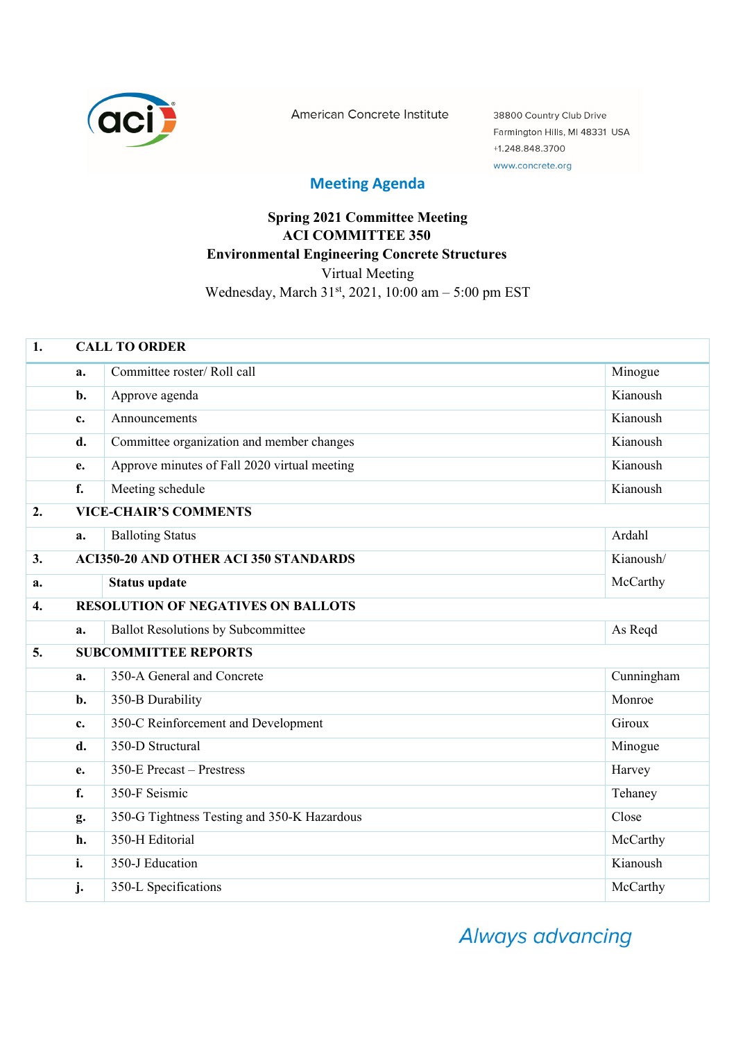American Concrete Institute

38800 Country Club Drive
Farmington Hills, MI 48331 USA
+1.248.848.3700
www.concrete.org

## Meeting Agenda

**Spring 2021 Committee Meeting**
**ACI COMMITTEE 350**
**Environmental Engineering Concrete Structures**
Virtual Meeting
Wednesday, March 31st, 2021, 10:00 am – 5:00 pm EST

| | | | |
|---|---|---|---|
| **1.** | **CALL TO ORDER** | | |
| | **a.** | Committee roster/ Roll call | Minogue |
| | **b.** | Approve agenda | Kianoush |
| | **c.** | Announcements | Kianoush |
| | **d.** | Committee organization and member changes | Kianoush |
| | **e.** | Approve minutes of Fall 2020 virtual meeting | Kianoush |
| | **f.** | Meeting schedule | Kianoush |
| **2.** | **VICE-CHAIR'S COMMENTS** | | |
| | **a.** | Balloting Status | Ardahl |
| **3.** | **ACI350-20 AND OTHER ACI 350 STANDARDS** | | Kianoush/ McCarthy |
| **a.** | | **Status update** | |
| **4.** | **RESOLUTION OF NEGATIVES ON BALLOTS** | | |
| | **a.** | Ballot Resolutions by Subcommittee | As Reqd |
| **5.** | **SUBCOMMITTEE REPORTS** | | |
| | **a.** | 350-A General and Concrete | Cunningham |
| | **b.** | 350-B Durability | Monroe |
| | **c.** | 350-C Reinforcement and Development | Giroux |
| | **d.** | 350-D Structural | Minogue |
| | **e.** | 350-E Precast – Prestress | Harvey |
| | **f.** | 350-F Seismic | Tehaney |
| | **g.** | 350-G Tightness Testing and 350-K Hazardous | Close |
| | **h.** | 350-H Editorial | McCarthy |
| | **i.** | 350-J Education | Kianoush |
| | **j.** | 350-L Specifications | McCarthy |

*Always advancing*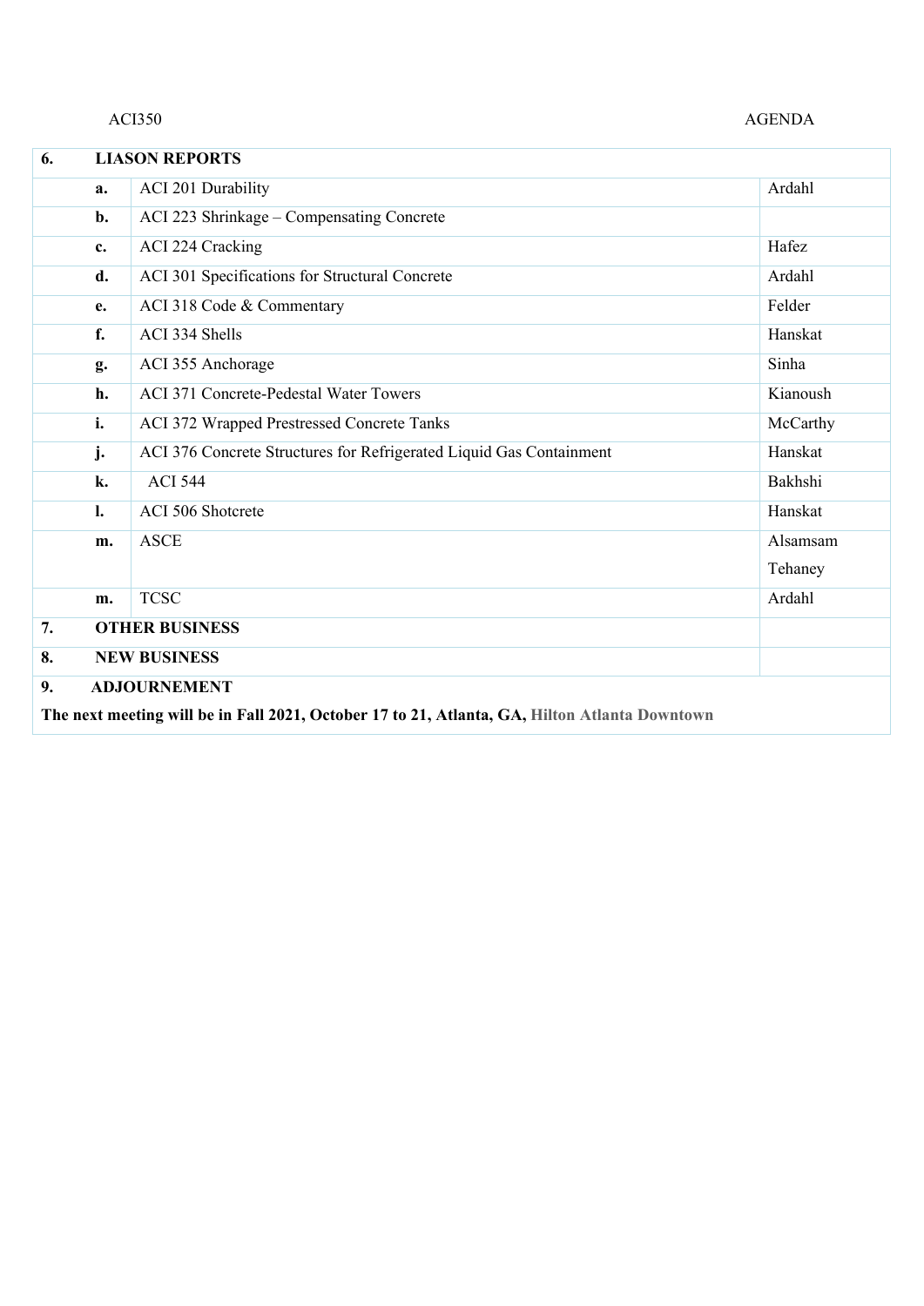| | | |
|---|---|---|
| **6.** | **LIASON REPORTS** | |
| **a.** | ACI 201 Durability | Ardahl |
| **b.** | ACI 223 Shrinkage – Compensating Concrete | |
| **c.** | ACI 224 Cracking | Hafez |
| **d.** | ACI 301 Specifications for Structural Concrete | Ardahl |
| **e.** | ACI 318 Code & Commentary | Felder |
| **f.** | ACI 334 Shells | Hanskat |
| **g.** | ACI 355 Anchorage | Sinha |
| **h.** | ACI 371 Concrete-Pedestal Water Towers | Kianoush |
| **i.** | ACI 372 Wrapped Prestressed Concrete Tanks | McCarthy |
| **j.** | ACI 376 Concrete Structures for Refrigerated Liquid Gas Containment | Hanskat |
| **k.** | ACI 544 | Bakhshi |
| **l.** | ACI 506 Shotcrete | Hanskat |
| **m.** | ASCE | Alsamsam<br>Tehaney |
| **m.** | TCSC | Ardahl |
| **7.** | **OTHER BUSINESS** | |
| **8.** | **NEW BUSINESS** | |
| **9.** | **ADJOURNEMENT** | |

**The next meeting will be in Fall 2021, October 17 to 21, Atlanta, GA, Hilton Atlanta Downtown**